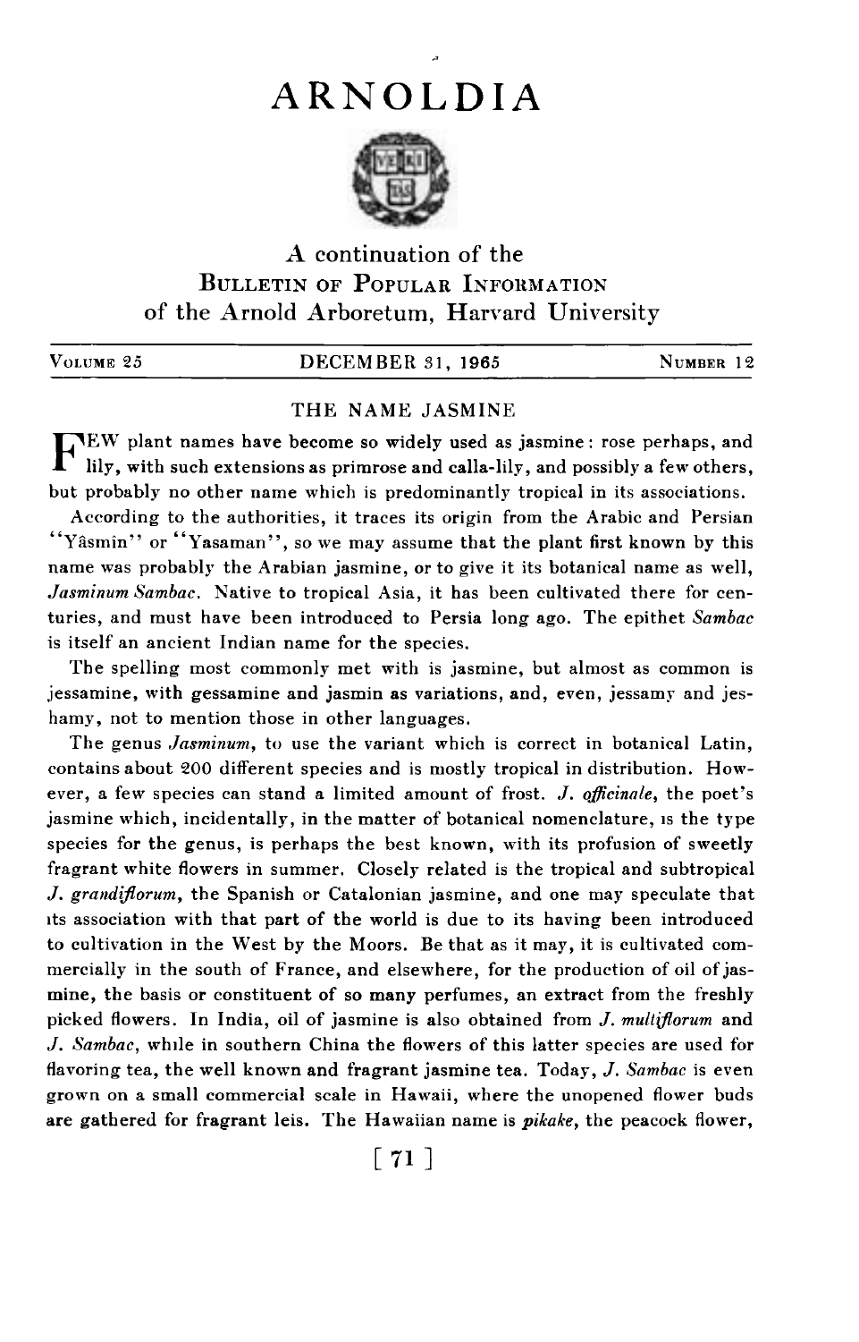# ARNOLDIA

A continuation of the
BULLETIN OF POPULAR INFORMATION
of the Arnold Arboretum, Harvard University

VOLUME 25 | DECEMBER 31, 1965 | NUMBER 12

## THE NAME JASMINE

FEW plant names have become so widely used as jasmine: rose perhaps, and lily, with such extensions as primrose and calla-lily, and possibly a few others, but probably no other name which is predominantly tropical in its associations.

According to the authorities, it traces its origin from the Arabic and Persian "Yâsmîn" or "Yasaman", so we may assume that the plant first known by this name was probably the Arabian jasmine, or to give it its botanical name as well, *Jasminum Sambac*. Native to tropical Asia, it has been cultivated there for centuries, and must have been introduced to Persia long ago. The epithet *Sambac* is itself an ancient Indian name for the species.

The spelling most commonly met with is jasmine, but almost as common is jessamine, with gessamine and jasmin as variations, and, even, jessamy and jeshamy, not to mention those in other languages.

The genus *Jasminum*, to use the variant which is correct in botanical Latin, contains about 200 different species and is mostly tropical in distribution. However, a few species can stand a limited amount of frost. *J. officinale*, the poet's jasmine which, incidentally, in the matter of botanical nomenclature, is the type species for the genus, is perhaps the best known, with its profusion of sweetly fragrant white flowers in summer. Closely related is the tropical and subtropical *J. grandiflorum*, the Spanish or Catalonian jasmine, and one may speculate that its association with that part of the world is due to its having been introduced to cultivation in the West by the Moors. Be that as it may, it is cultivated commercially in the south of France, and elsewhere, for the production of oil of jasmine, the basis or constituent of so many perfumes, an extract from the freshly picked flowers. In India, oil of jasmine is also obtained from *J. multiflorum* and *J. Sambac*, while in southern China the flowers of this latter species are used for flavoring tea, the well known and fragrant jasmine tea. Today, *J. Sambac* is even grown on a small commercial scale in Hawaii, where the unopened flower buds are gathered for fragrant leis. The Hawaiian name is *pikake*, the peacock flower,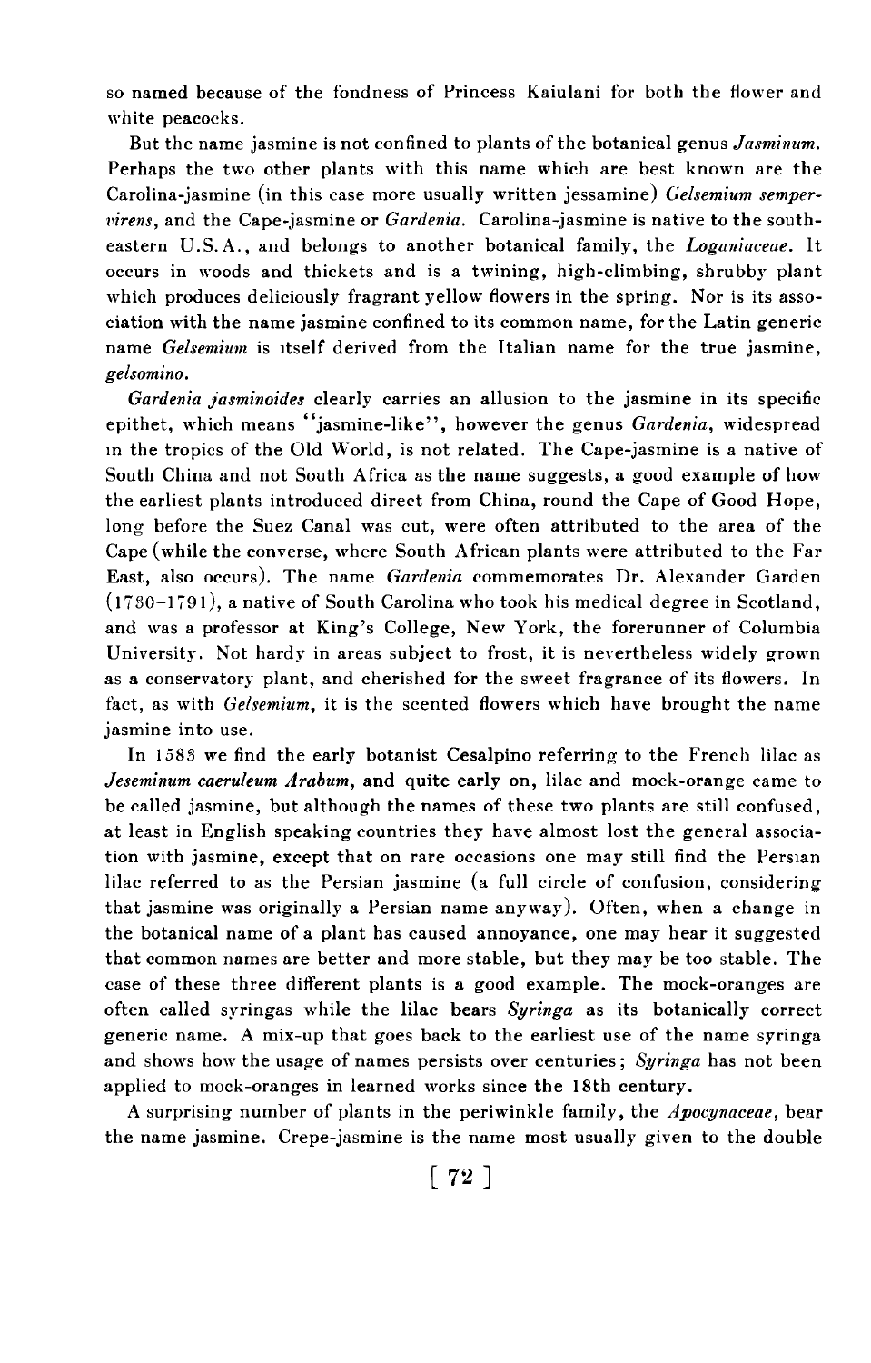so named because of the fondness of Princess Kaiulani for both the flower and white peacocks.

But the name jasmine is not confined to plants of the botanical genus *Jasminum*. Perhaps the two other plants with this name which are best known are the Carolina-jasmine (in this case more usually written jessamine) *Gelsemium sempervirens*, and the Cape-jasmine or *Gardenia*. Carolina-jasmine is native to the southeastern U.S.A., and belongs to another botanical family, the *Loganiaceae*. It occurs in woods and thickets and is a twining, high-climbing, shrubby plant which produces deliciously fragrant yellow flowers in the spring. Nor is its association with the name jasmine confined to its common name, for the Latin generic name *Gelsemium* is itself derived from the Italian name for the true jasmine, *gelsomino*.

*Gardenia jasminoides* clearly carries an allusion to the jasmine in its specific epithet, which means "jasmine-like", however the genus *Gardenia*, widespread in the tropics of the Old World, is not related. The Cape-jasmine is a native of South China and not South Africa as the name suggests, a good example of how the earliest plants introduced direct from China, round the Cape of Good Hope, long before the Suez Canal was cut, were often attributed to the area of the Cape (while the converse, where South African plants were attributed to the Far East, also occurs). The name *Gardenia* commemorates Dr. Alexander Garden (1730–1791), a native of South Carolina who took his medical degree in Scotland, and was a professor at King's College, New York, the forerunner of Columbia University. Not hardy in areas subject to frost, it is nevertheless widely grown as a conservatory plant, and cherished for the sweet fragrance of its flowers. In fact, as with *Gelsemium*, it is the scented flowers which have brought the name jasmine into use.

In 1583 we find the early botanist Cesalpino referring to the French lilac as ***Jeseminum caeruleum Arabum***, and quite early on, lilac and mock-orange came to be called jasmine, but although the names of these two plants are still confused, at least in English speaking countries they have almost lost the general association with jasmine, except that on rare occasions one may still find the Persian lilac referred to as the Persian jasmine (a full circle of confusion, considering that jasmine was originally a Persian name anyway). Often, when a change in the botanical name of a plant has caused annoyance, one may hear it suggested that common names are better and more stable, but they may be too stable. The case of these three different plants is a good example. The mock-oranges are often called syringas while the lilac bears *Syringa* as its botanically correct generic name. A mix-up that goes back to the earliest use of the name syringa and shows how the usage of names persists over centuries; *Syringa* has not been applied to mock-oranges in learned works since the 18th century.

A surprising number of plants in the periwinkle family, the *Apocynaceae*, bear the name jasmine. Crepe-jasmine is the name most usually given to the double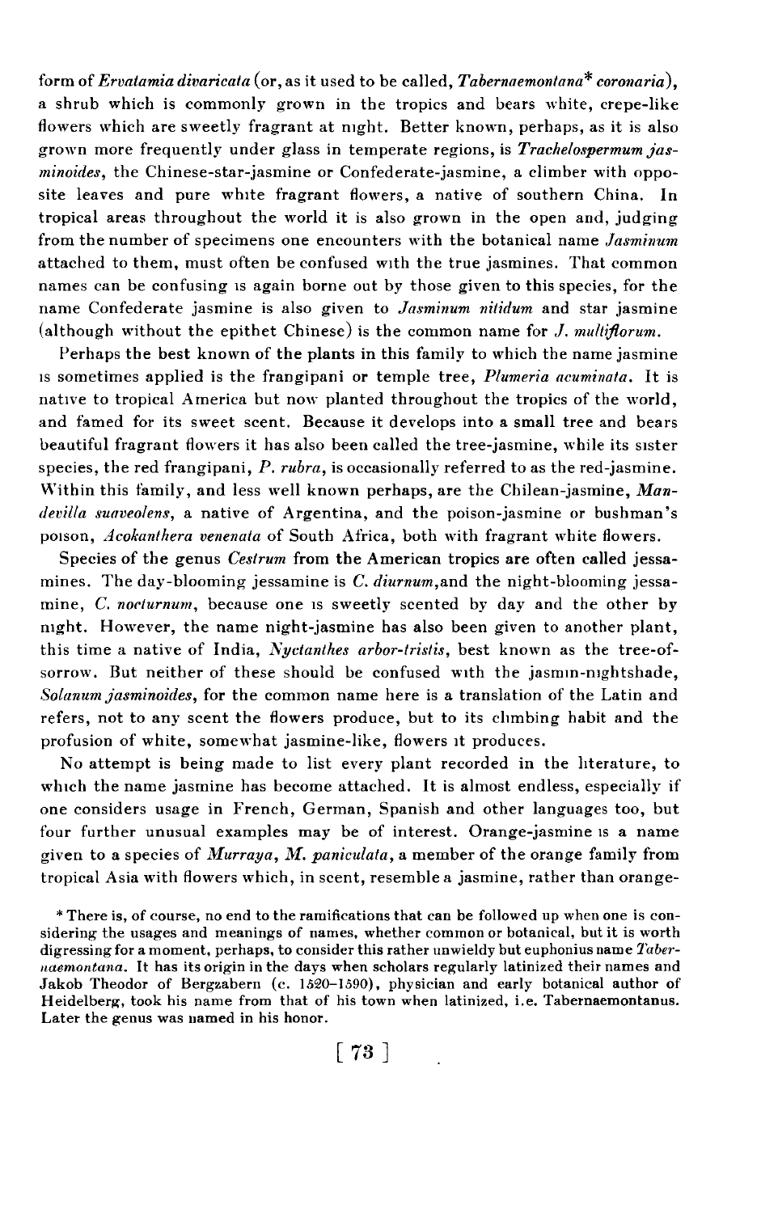form of *Ervatamia divaricata* (or, as it used to be called, *Tabernaemontana** *coronaria*), a shrub which is commonly grown in the tropics and bears white, crepe-like flowers which are sweetly fragrant at night. Better known, perhaps, as it is also grown more frequently under glass in temperate regions, is *Trachelospermum jasminoides*, the Chinese-star-jasmine or Confederate-jasmine, a climber with opposite leaves and pure white fragrant flowers, a native of southern China. In tropical areas throughout the world it is also grown in the open and, judging from the number of specimens one encounters with the botanical name *Jasminum* attached to them, must often be confused with the true jasmines. That common names can be confusing is again borne out by those given to this species, for the name Confederate jasmine is also given to *Jasminum nitidum* and star jasmine (although without the epithet Chinese) is the common name for *J. multiflorum*.

Perhaps the best known of the plants in this family to which the name jasmine is sometimes applied is the frangipani or temple tree, *Plumeria acuminata*. It is native to tropical America but now planted throughout the tropics of the world, and famed for its sweet scent. Because it develops into a small tree and bears beautiful fragrant flowers it has also been called the tree-jasmine, while its sister species, the red frangipani, *P. rubra*, is occasionally referred to as the red-jasmine. Within this family, and less well known perhaps, are the Chilean-jasmine, *Mandevilla suaveolens*, a native of Argentina, and the poison-jasmine or bushman's poison, *Acokanthera venenata* of South Africa, both with fragrant white flowers.

Species of the genus *Cestrum* from the American tropics are often called jessamines. The day-blooming jessamine is *C. diurnum*,and the night-blooming jessamine, *C. nocturnum*, because one is sweetly scented by day and the other by night. However, the name night-jasmine has also been given to another plant, this time a native of India, *Nyctanthes arbor-tristis*, best known as the tree-of-sorrow. But neither of these should be confused with the jasmin-nightshade, *Solanum jasminoides*, for the common name here is a translation of the Latin and refers, not to any scent the flowers produce, but to its climbing habit and the profusion of white, somewhat jasmine-like, flowers it produces.

No attempt is being made to list every plant recorded in the literature, to which the name jasmine has become attached. It is almost endless, especially if one considers usage in French, German, Spanish and other languages too, but four further unusual examples may be of interest. Orange-jasmine is a name given to a species of *Murraya*, *M. paniculata*, a member of the orange family from tropical Asia with flowers which, in scent, resemble a jasmine, rather than orange-

* There is, of course, no end to the ramifications that can be followed up when one is considering the usages and meanings of names, whether common or botanical, but it is worth digressing for a moment, perhaps, to consider this rather unwieldy but euphonius name *Tabernaemontana*. It has its origin in the days when scholars regularly latinized their names and Jakob Theodor of Bergzabern (c. 1520–1590), physician and early botanical author of Heidelberg, took his name from that of his town when latinized, i.e. Tabernaemontanus. Later the genus was named in his honor.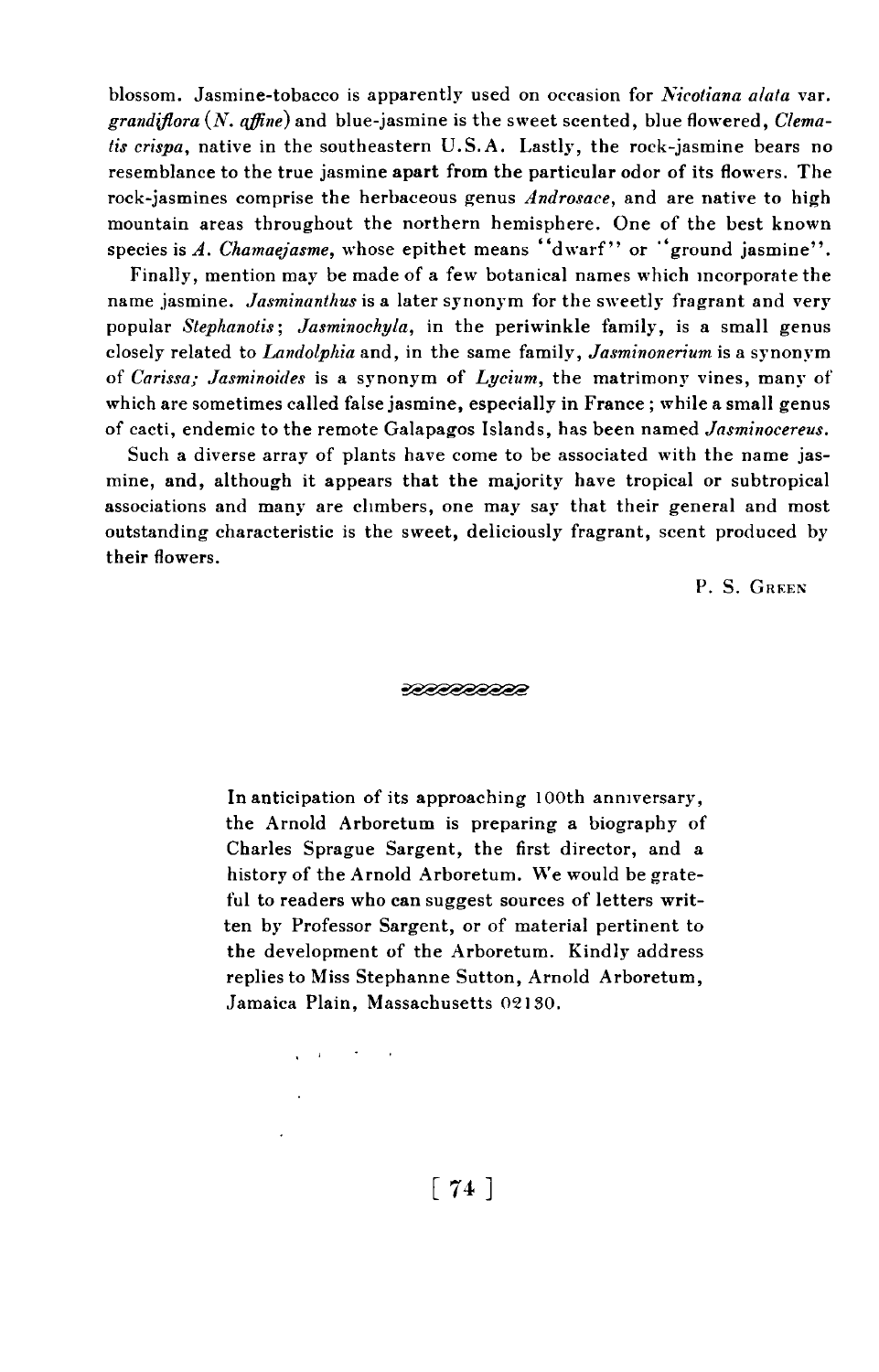blossom. Jasmine-tobacco is apparently used on occasion for *Nicotiana alata* var. *grandiflora* (*N. affine*) and blue-jasmine is the sweet scented, blue flowered, *Clematis crispa*, native in the southeastern U.S.A. Lastly, the rock-jasmine bears no resemblance to the true jasmine apart from the particular odor of its flowers. The rock-jasmines comprise the herbaceous genus *Androsace*, and are native to high mountain areas throughout the northern hemisphere. One of the best known species is *A. Chamaejasme*, whose epithet means "dwarf" or "ground jasmine".

Finally, mention may be made of a few botanical names which incorporate the name jasmine. *Jasminanthus* is a later synonym for the sweetly fragrant and very popular *Stephanotis*; *Jasminochyla*, in the periwinkle family, is a small genus closely related to *Landolphia* and, in the same family, *Jasminonerium* is a synonym of *Carissa; Jasminoides* is a synonym of *Lycium*, the matrimony vines, many of which are sometimes called false jasmine, especially in France; while a small genus of cacti, endemic to the remote Galapagos Islands, has been named *Jasminocereus*.

Such a diverse array of plants have come to be associated with the name jasmine, and, although it appears that the majority have tropical or subtropical associations and many are climbers, one may say that their general and most outstanding characteristic is the sweet, deliciously fragrant, scent produced by their flowers.

P. S. Green

In anticipation of its approaching 100th anniversary, the Arnold Arboretum is preparing a biography of Charles Sprague Sargent, the first director, and a history of the Arnold Arboretum. We would be grateful to readers who can suggest sources of letters written by Professor Sargent, or of material pertinent to the development of the Arboretum. Kindly address replies to Miss Stephanne Sutton, Arnold Arboretum, Jamaica Plain, Massachusetts 02130.